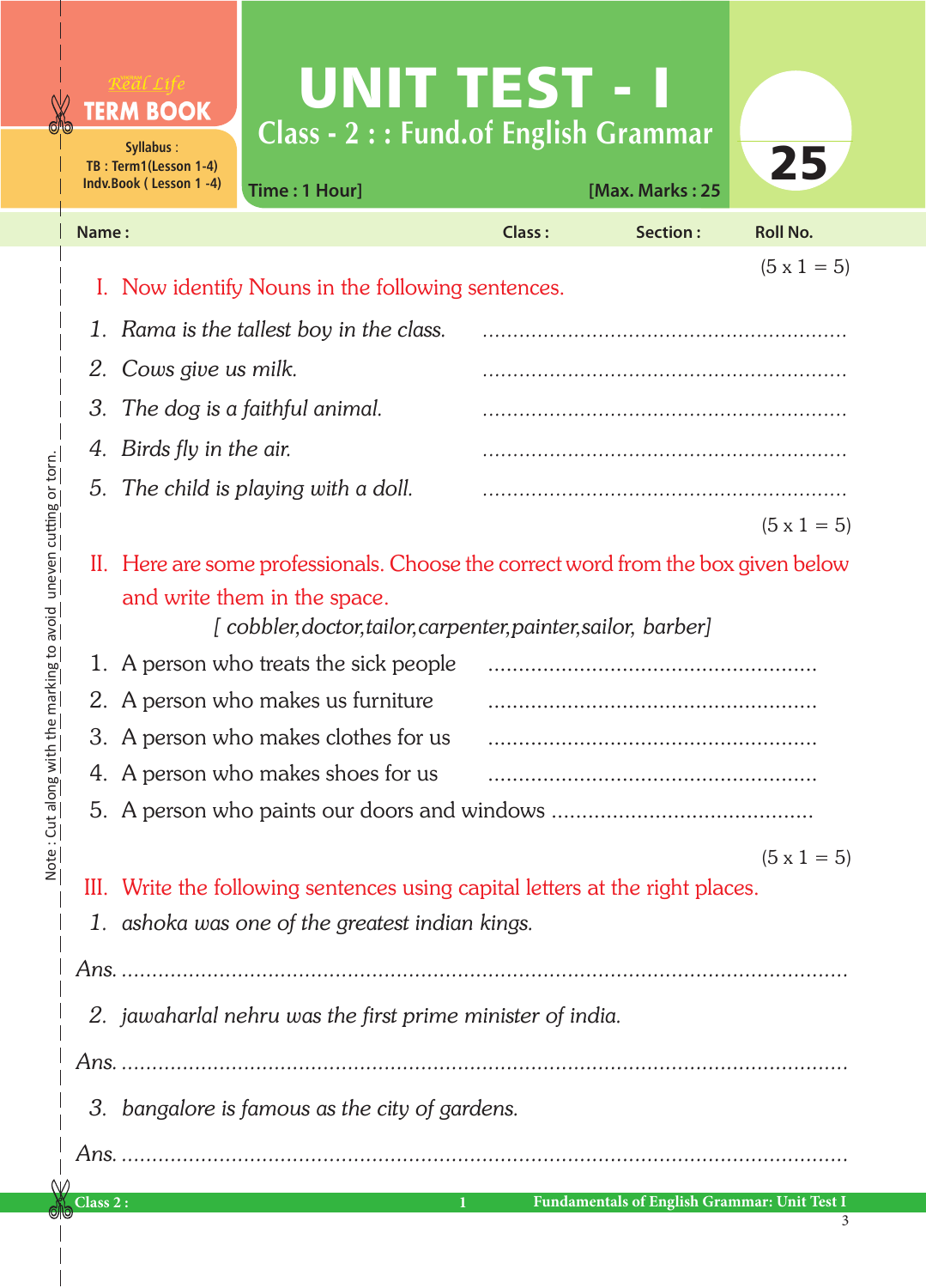Real Life **TERM BOOK**

Syllabus :
TB : Term1(Lesson 1-4)
Indv.Book ( Lesson 1 -4)

# UNIT TEST - I

## Class - 2 : : Fund.of English Grammar

Time : 1 Hour] [Max. Marks : 25

**25**

Name : Class : Section : Roll No.

(5 x 1 = 5)

**I. Now identify Nouns in the following sentences.**

1. *Rama is the tallest boy in the class.* ..........................................................
2. *Cows give us milk.* ..........................................................
3. *The dog is a faithful animal.* ..........................................................
4. *Birds fly in the air.* ..........................................................
5. *The child is playing with a doll.* ..........................................................

(5 x 1 = 5)

**II. Here are some professionals. Choose the correct word from the box given below and write them in the space.**

*[ cobbler,doctor,tailor,carpenter,painter,sailor, barber]*

1. A person who treats the sick people ....................................................
2. A person who makes us furniture ....................................................
3. A person who makes clothes for us ....................................................
4. A person who makes shoes for us ....................................................
5. A person who paints our doors and windows ..........................................

(5 x 1 = 5)

**III. Write the following sentences using capital letters at the right places.**

1. *ashoka was one of the greatest indian kings.*

*Ans.* ......................................................................................................

2. *jawaharlal nehru was the first prime minister of india.*

*Ans.* ......................................................................................................

3. *bangalore is famous as the city of gardens.*

*Ans.* ......................................................................................................

Note : Cut along with the marking to avoid uneven cutting or torn.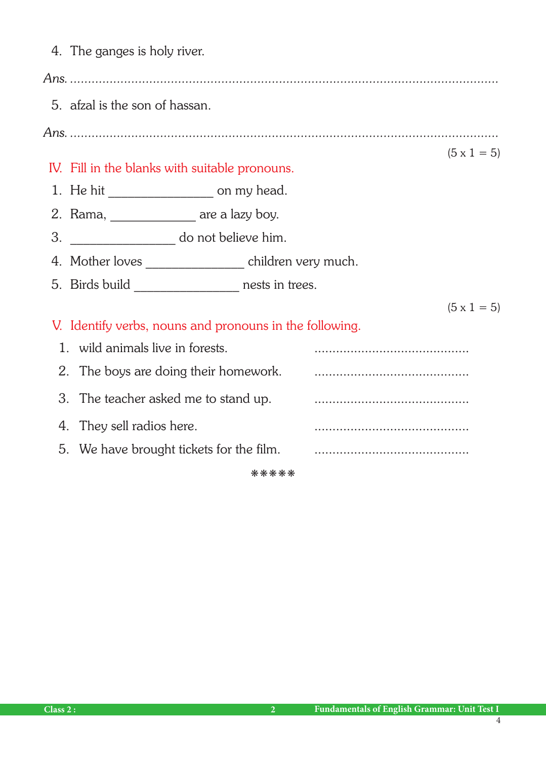4. The ganges is holy river.

*Ans.* ....................................................................................................................

5. afzal is the son of hassan.

*Ans.* ....................................................................................................................

(5 x 1 = 5)

## IV. Fill in the blanks with suitable pronouns.

1. He hit _______________ on my head.
2. Rama, _____________ are a lazy boy.
3. _______________ do not believe him.
4. Mother loves ______________ children very much.
5. Birds build _______________ nests in trees.

(5 x 1 = 5)

## V. Identify verbs, nouns and pronouns in the following.

1. wild animals live in forests. ..........................................
2. The boys are doing their homework. ..........................................
3. The teacher asked me to stand up. ..........................................
4. They sell radios here. ..........................................
5. We have brought tickets for the film. ..........................................

*****